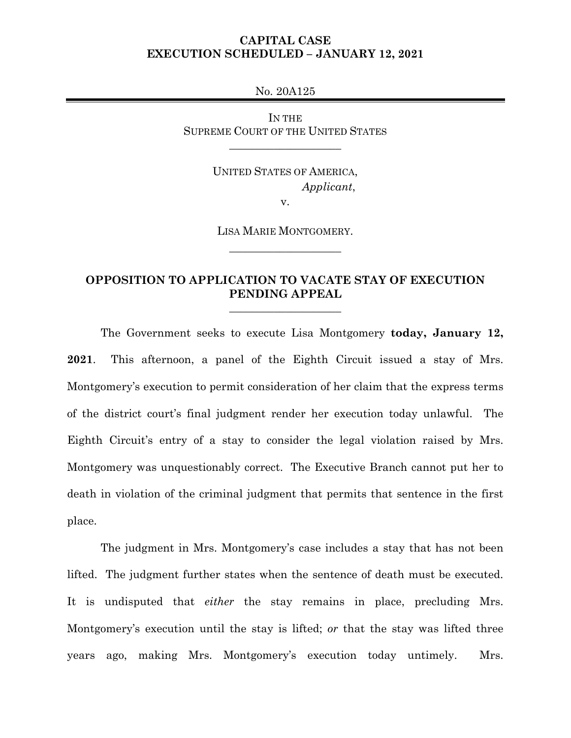**CAPITAL CASE**
**EXECUTION SCHEDULED – JANUARY 12, 2021**

No. 20A125

IN THE
SUPREME COURT OF THE UNITED STATES

---

UNITED STATES OF AMERICA,
*Applicant*,
v.

LISA MARIE MONTGOMERY.

---

## OPPOSITION TO APPLICATION TO VACATE STAY OF EXECUTION PENDING APPEAL

---

The Government seeks to execute Lisa Montgomery **today, January 12, 2021**. This afternoon, a panel of the Eighth Circuit issued a stay of Mrs. Montgomery's execution to permit consideration of her claim that the express terms of the district court's final judgment render her execution today unlawful. The Eighth Circuit's entry of a stay to consider the legal violation raised by Mrs. Montgomery was unquestionably correct. The Executive Branch cannot put her to death in violation of the criminal judgment that permits that sentence in the first place.

The judgment in Mrs. Montgomery's case includes a stay that has not been lifted. The judgment further states when the sentence of death must be executed. It is undisputed that *either* the stay remains in place, precluding Mrs. Montgomery's execution until the stay is lifted; *or* that the stay was lifted three years ago, making Mrs. Montgomery's execution today untimely. Mrs.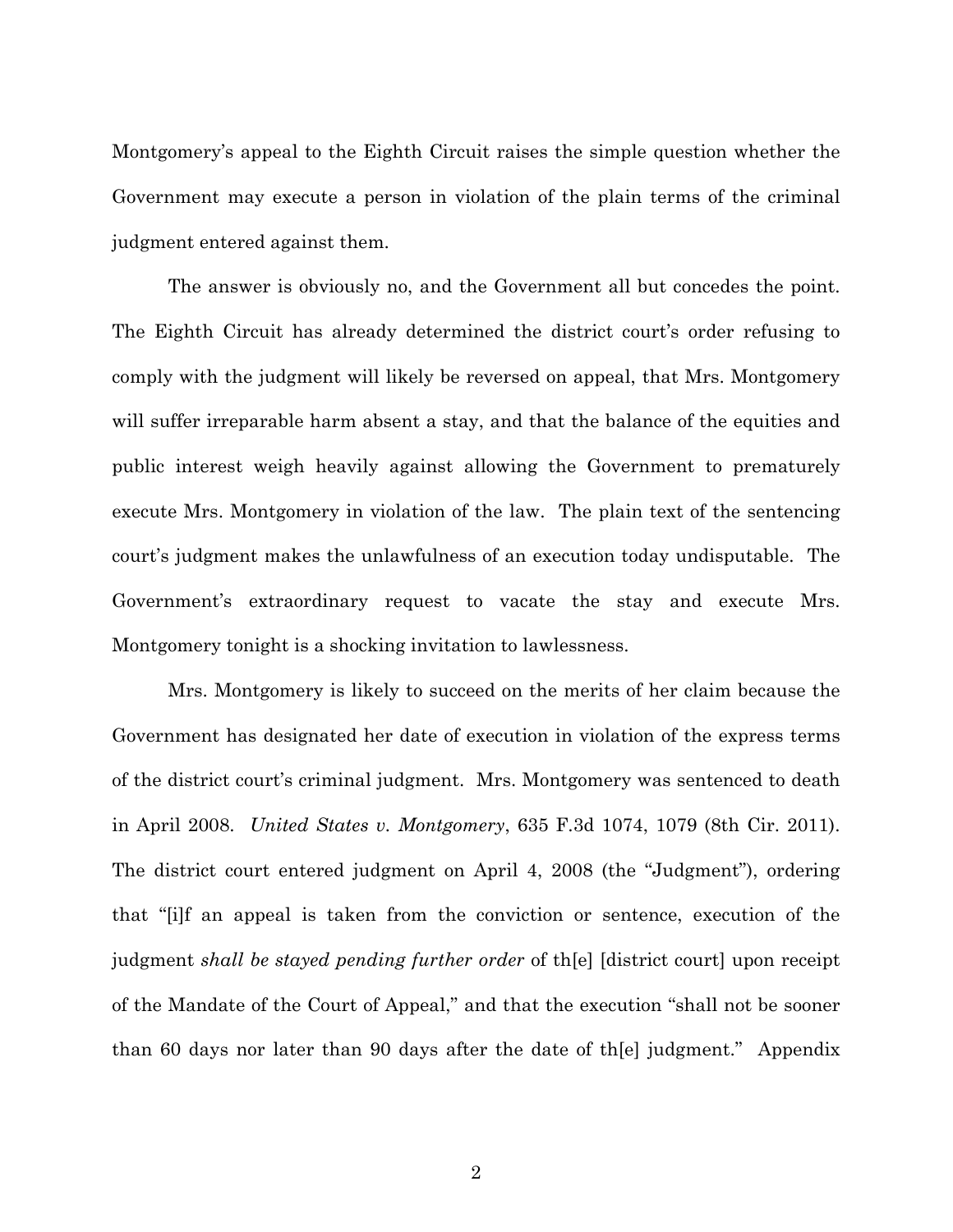Montgomery's appeal to the Eighth Circuit raises the simple question whether the Government may execute a person in violation of the plain terms of the criminal judgment entered against them.

The answer is obviously no, and the Government all but concedes the point. The Eighth Circuit has already determined the district court's order refusing to comply with the judgment will likely be reversed on appeal, that Mrs. Montgomery will suffer irreparable harm absent a stay, and that the balance of the equities and public interest weigh heavily against allowing the Government to prematurely execute Mrs. Montgomery in violation of the law. The plain text of the sentencing court's judgment makes the unlawfulness of an execution today undisputable. The Government's extraordinary request to vacate the stay and execute Mrs. Montgomery tonight is a shocking invitation to lawlessness.

Mrs. Montgomery is likely to succeed on the merits of her claim because the Government has designated her date of execution in violation of the express terms of the district court's criminal judgment. Mrs. Montgomery was sentenced to death in April 2008. *United States v. Montgomery*, 635 F.3d 1074, 1079 (8th Cir. 2011). The district court entered judgment on April 4, 2008 (the "Judgment"), ordering that "[i]f an appeal is taken from the conviction or sentence, execution of the judgment *shall be stayed pending further order* of th[e] [district court] upon receipt of the Mandate of the Court of Appeal," and that the execution "shall not be sooner than 60 days nor later than 90 days after the date of th[e] judgment." Appendix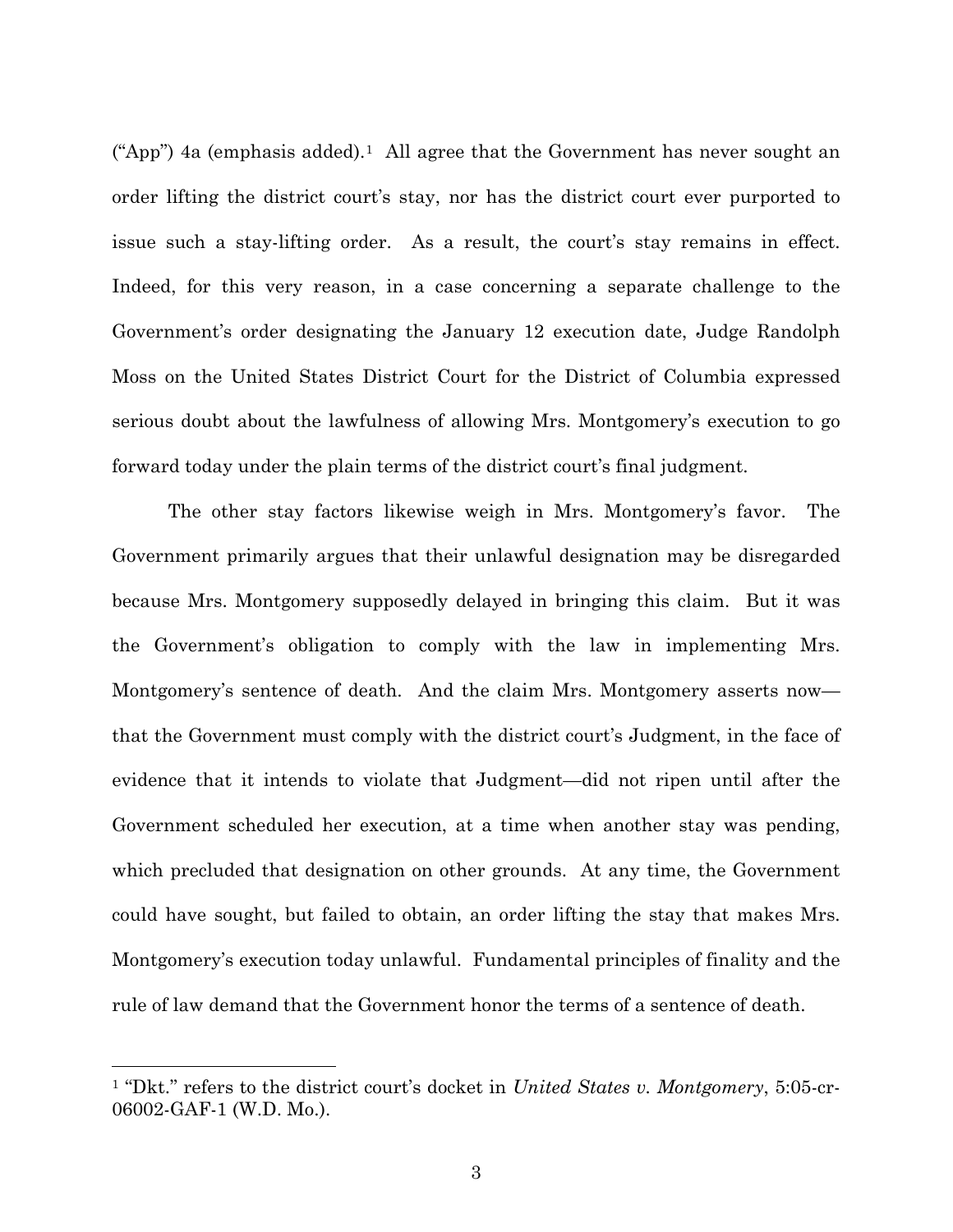("App") 4a (emphasis added).[1] All agree that the Government has never sought an order lifting the district court's stay, nor has the district court ever purported to issue such a stay-lifting order. As a result, the court's stay remains in effect. Indeed, for this very reason, in a case concerning a separate challenge to the Government's order designating the January 12 execution date, Judge Randolph Moss on the United States District Court for the District of Columbia expressed serious doubt about the lawfulness of allowing Mrs. Montgomery's execution to go forward today under the plain terms of the district court's final judgment.

The other stay factors likewise weigh in Mrs. Montgomery's favor. The Government primarily argues that their unlawful designation may be disregarded because Mrs. Montgomery supposedly delayed in bringing this claim. But it was the Government's obligation to comply with the law in implementing Mrs. Montgomery's sentence of death. And the claim Mrs. Montgomery asserts now—that the Government must comply with the district court's Judgment, in the face of evidence that it intends to violate that Judgment—did not ripen until after the Government scheduled her execution, at a time when another stay was pending, which precluded that designation on other grounds. At any time, the Government could have sought, but failed to obtain, an order lifting the stay that makes Mrs. Montgomery's execution today unlawful. Fundamental principles of finality and the rule of law demand that the Government honor the terms of a sentence of death.

---

[1] "Dkt." refers to the district court's docket in *United States v. Montgomery*, 5:05-cr-06002-GAF-1 (W.D. Mo.).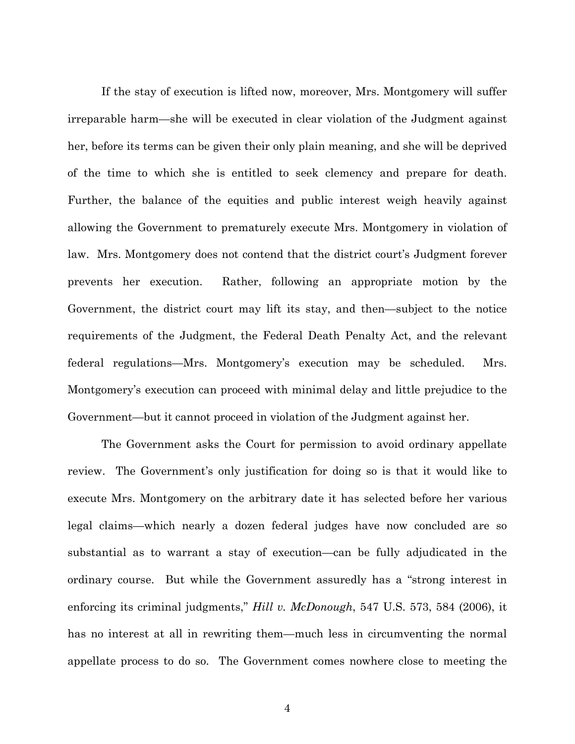If the stay of execution is lifted now, moreover, Mrs. Montgomery will suffer irreparable harm—she will be executed in clear violation of the Judgment against her, before its terms can be given their only plain meaning, and she will be deprived of the time to which she is entitled to seek clemency and prepare for death. Further, the balance of the equities and public interest weigh heavily against allowing the Government to prematurely execute Mrs. Montgomery in violation of law. Mrs. Montgomery does not contend that the district court's Judgment forever prevents her execution. Rather, following an appropriate motion by the Government, the district court may lift its stay, and then—subject to the notice requirements of the Judgment, the Federal Death Penalty Act, and the relevant federal regulations—Mrs. Montgomery's execution may be scheduled. Mrs. Montgomery's execution can proceed with minimal delay and little prejudice to the Government—but it cannot proceed in violation of the Judgment against her.

The Government asks the Court for permission to avoid ordinary appellate review. The Government's only justification for doing so is that it would like to execute Mrs. Montgomery on the arbitrary date it has selected before her various legal claims—which nearly a dozen federal judges have now concluded are so substantial as to warrant a stay of execution—can be fully adjudicated in the ordinary course. But while the Government assuredly has a "strong interest in enforcing its criminal judgments," *Hill v. McDonough*, 547 U.S. 573, 584 (2006), it has no interest at all in rewriting them—much less in circumventing the normal appellate process to do so. The Government comes nowhere close to meeting the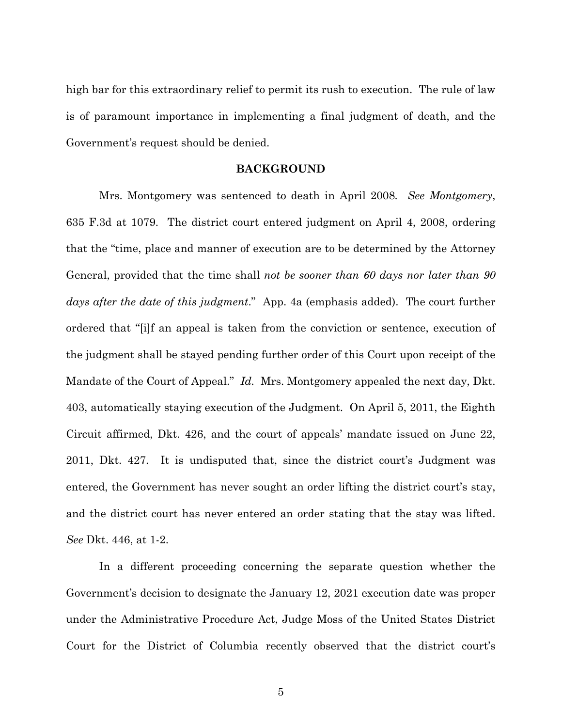high bar for this extraordinary relief to permit its rush to execution. The rule of law is of paramount importance in implementing a final judgment of death, and the Government's request should be denied.

## BACKGROUND

Mrs. Montgomery was sentenced to death in April 2008. *See Montgomery*, 635 F.3d at 1079. The district court entered judgment on April 4, 2008, ordering that the "time, place and manner of execution are to be determined by the Attorney General, provided that the time shall *not be sooner than 60 days nor later than 90 days after the date of this judgment*." App. 4a (emphasis added). The court further ordered that "[i]f an appeal is taken from the conviction or sentence, execution of the judgment shall be stayed pending further order of this Court upon receipt of the Mandate of the Court of Appeal." *Id.* Mrs. Montgomery appealed the next day, Dkt. 403, automatically staying execution of the Judgment. On April 5, 2011, the Eighth Circuit affirmed, Dkt. 426, and the court of appeals' mandate issued on June 22, 2011, Dkt. 427. It is undisputed that, since the district court's Judgment was entered, the Government has never sought an order lifting the district court's stay, and the district court has never entered an order stating that the stay was lifted. *See* Dkt. 446, at 1-2.

In a different proceeding concerning the separate question whether the Government's decision to designate the January 12, 2021 execution date was proper under the Administrative Procedure Act, Judge Moss of the United States District Court for the District of Columbia recently observed that the district court's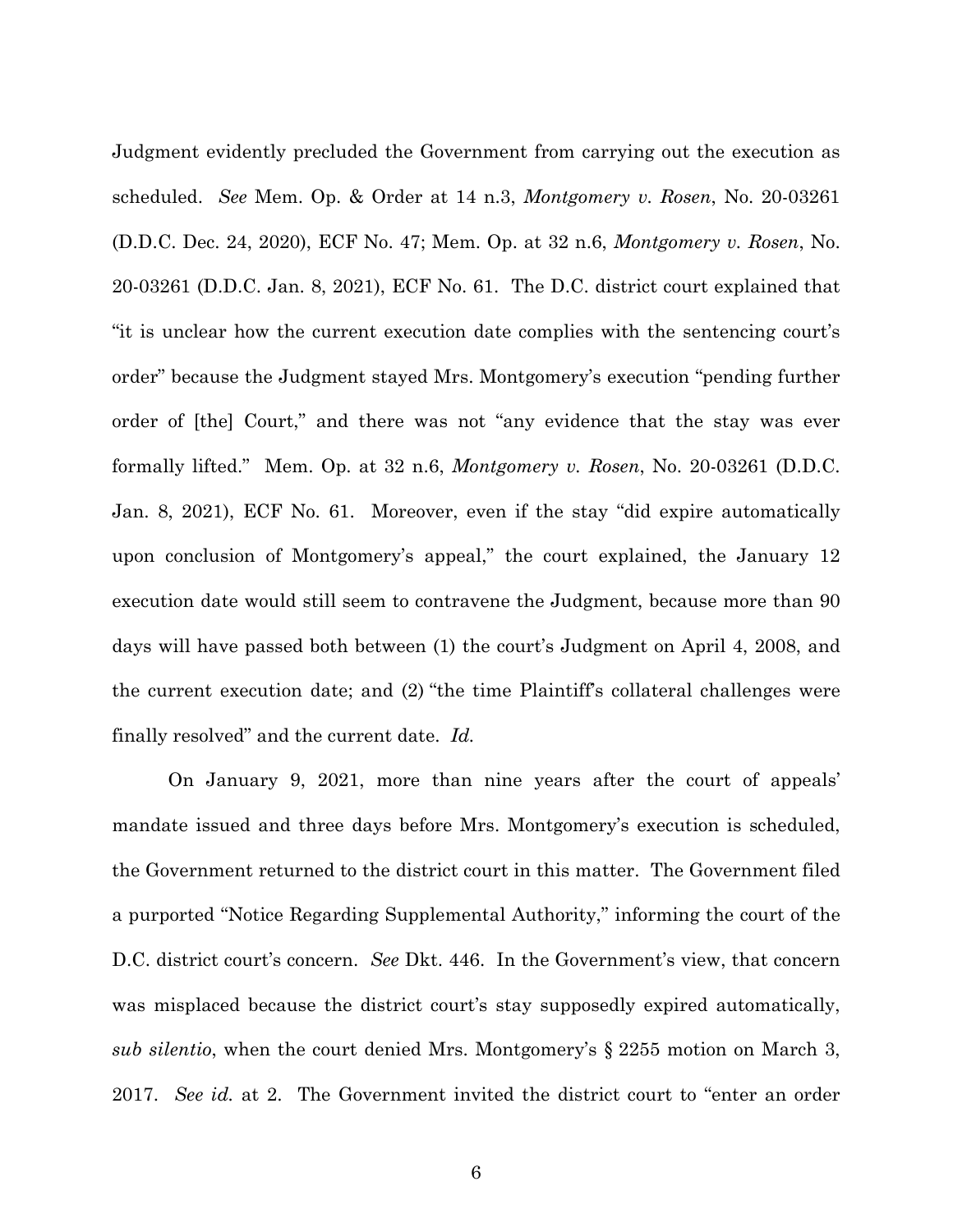Judgment evidently precluded the Government from carrying out the execution as scheduled. *See* Mem. Op. & Order at 14 n.3, *Montgomery v. Rosen*, No. 20-03261 (D.D.C. Dec. 24, 2020), ECF No. 47; Mem. Op. at 32 n.6, *Montgomery v. Rosen*, No. 20-03261 (D.D.C. Jan. 8, 2021), ECF No. 61. The D.C. district court explained that "it is unclear how the current execution date complies with the sentencing court's order" because the Judgment stayed Mrs. Montgomery's execution "pending further order of [the] Court," and there was not "any evidence that the stay was ever formally lifted." Mem. Op. at 32 n.6, *Montgomery v. Rosen*, No. 20-03261 (D.D.C. Jan. 8, 2021), ECF No. 61. Moreover, even if the stay "did expire automatically upon conclusion of Montgomery's appeal," the court explained, the January 12 execution date would still seem to contravene the Judgment, because more than 90 days will have passed both between (1) the court's Judgment on April 4, 2008, and the current execution date; and (2) "the time Plaintiff's collateral challenges were finally resolved" and the current date. *Id.*

On January 9, 2021, more than nine years after the court of appeals' mandate issued and three days before Mrs. Montgomery's execution is scheduled, the Government returned to the district court in this matter. The Government filed a purported "Notice Regarding Supplemental Authority," informing the court of the D.C. district court's concern. *See* Dkt. 446. In the Government's view, that concern was misplaced because the district court's stay supposedly expired automatically, *sub silentio*, when the court denied Mrs. Montgomery's § 2255 motion on March 3, 2017. *See id.* at 2. The Government invited the district court to "enter an order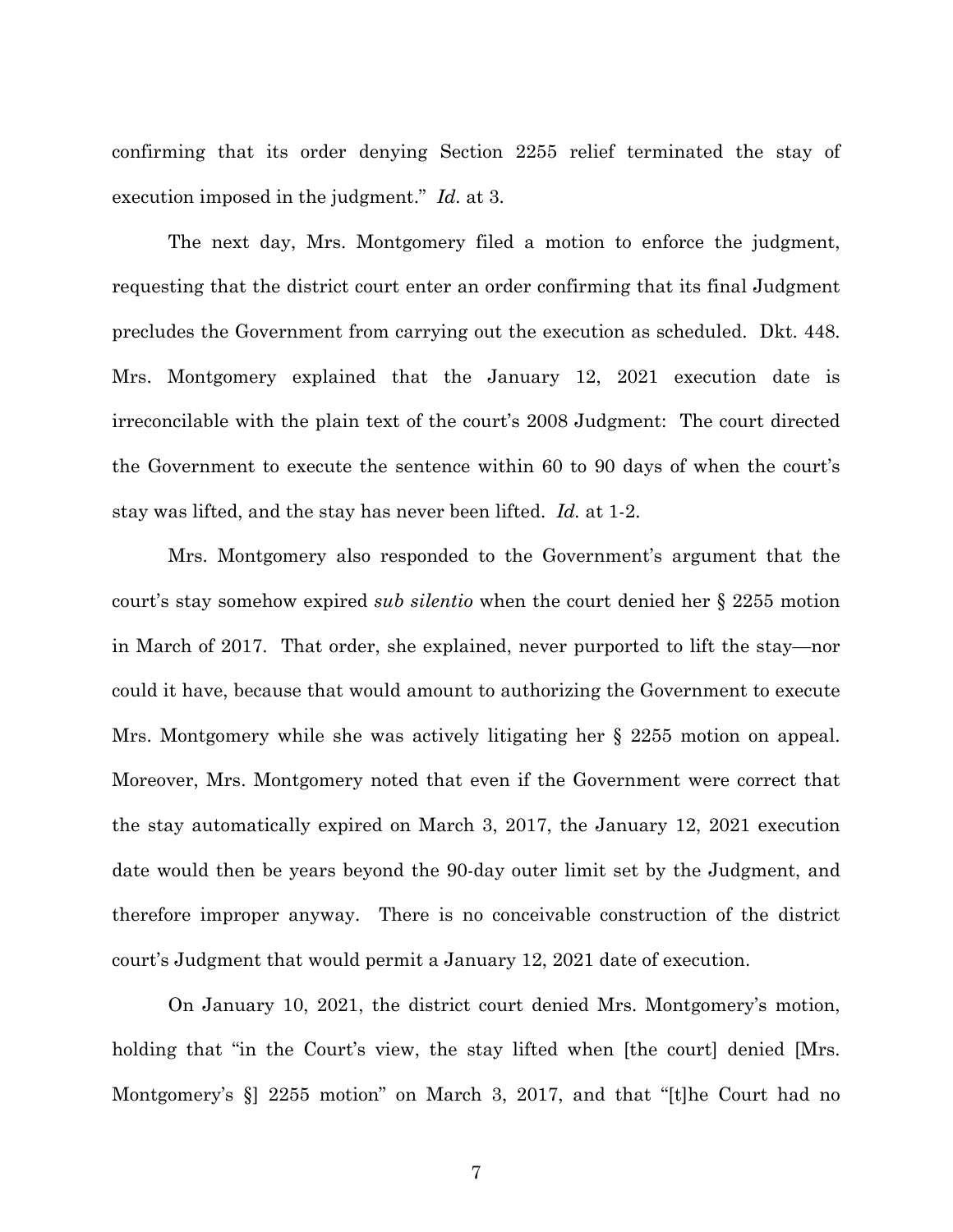confirming that its order denying Section 2255 relief terminated the stay of execution imposed in the judgment." *Id.* at 3.

The next day, Mrs. Montgomery filed a motion to enforce the judgment, requesting that the district court enter an order confirming that its final Judgment precludes the Government from carrying out the execution as scheduled. Dkt. 448. Mrs. Montgomery explained that the January 12, 2021 execution date is irreconcilable with the plain text of the court's 2008 Judgment: The court directed the Government to execute the sentence within 60 to 90 days of when the court's stay was lifted, and the stay has never been lifted. *Id.* at 1-2.

Mrs. Montgomery also responded to the Government's argument that the court's stay somehow expired *sub silentio* when the court denied her § 2255 motion in March of 2017. That order, she explained, never purported to lift the stay—nor could it have, because that would amount to authorizing the Government to execute Mrs. Montgomery while she was actively litigating her § 2255 motion on appeal. Moreover, Mrs. Montgomery noted that even if the Government were correct that the stay automatically expired on March 3, 2017, the January 12, 2021 execution date would then be years beyond the 90-day outer limit set by the Judgment, and therefore improper anyway. There is no conceivable construction of the district court's Judgment that would permit a January 12, 2021 date of execution.

On January 10, 2021, the district court denied Mrs. Montgomery's motion, holding that "in the Court's view, the stay lifted when [the court] denied [Mrs. Montgomery's §] 2255 motion" on March 3, 2017, and that "[t]he Court had no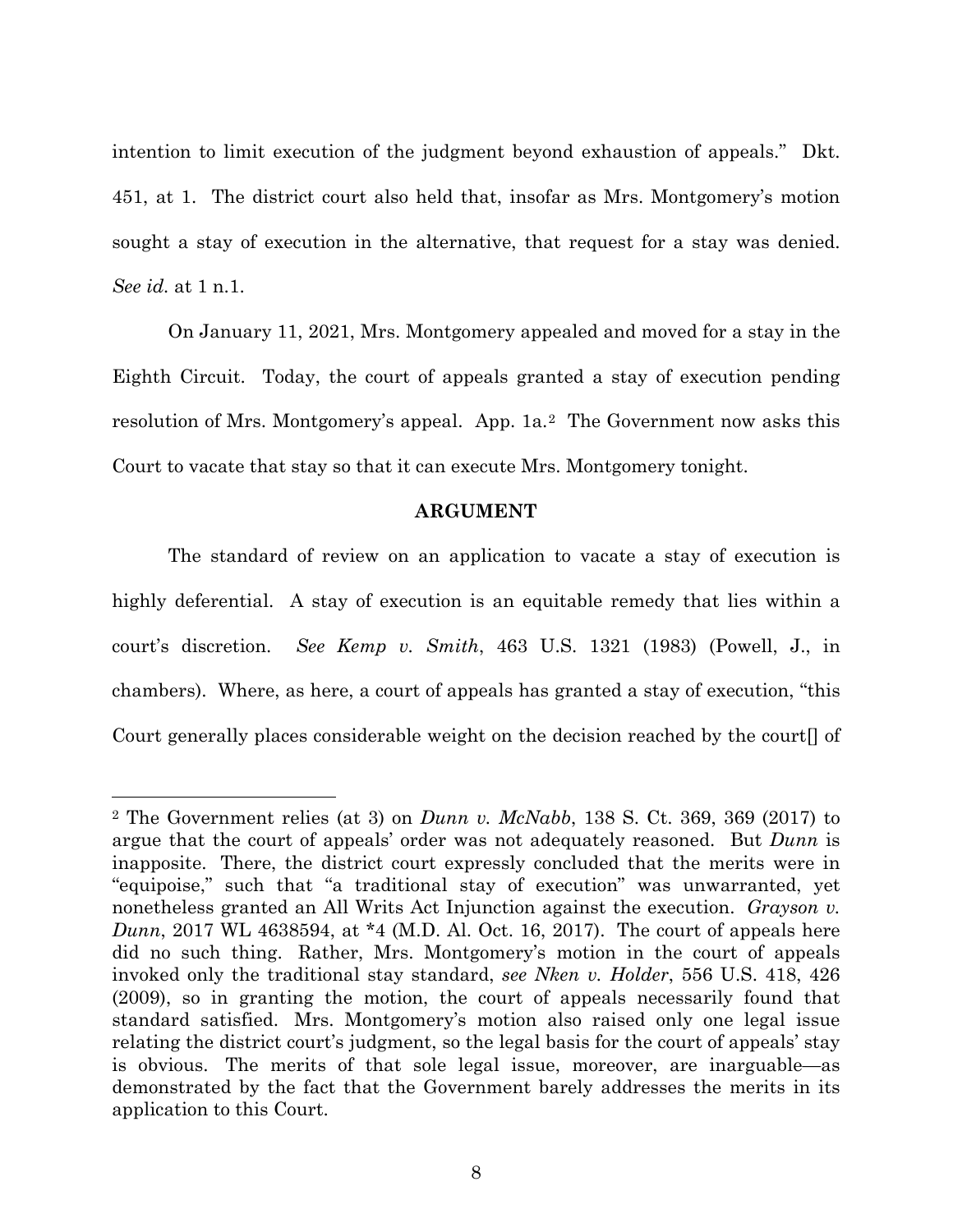intention to limit execution of the judgment beyond exhaustion of appeals." Dkt. 451, at 1. The district court also held that, insofar as Mrs. Montgomery's motion sought a stay of execution in the alternative, that request for a stay was denied. *See id.* at 1 n.1.

On January 11, 2021, Mrs. Montgomery appealed and moved for a stay in the Eighth Circuit. Today, the court of appeals granted a stay of execution pending resolution of Mrs. Montgomery's appeal. App. 1a.[2] The Government now asks this Court to vacate that stay so that it can execute Mrs. Montgomery tonight.

**ARGUMENT**

The standard of review on an application to vacate a stay of execution is highly deferential. A stay of execution is an equitable remedy that lies within a court's discretion. *See Kemp v. Smith*, 463 U.S. 1321 (1983) (Powell, J., in chambers). Where, as here, a court of appeals has granted a stay of execution, "this Court generally places considerable weight on the decision reached by the court[] of

[2] The Government relies (at 3) on *Dunn v. McNabb*, 138 S. Ct. 369, 369 (2017) to argue that the court of appeals' order was not adequately reasoned. But *Dunn* is inapposite. There, the district court expressly concluded that the merits were in "equipoise," such that "a traditional stay of execution" was unwarranted, yet nonetheless granted an All Writs Act Injunction against the execution. *Grayson v. Dunn*, 2017 WL 4638594, at *4 (M.D. Al. Oct. 16, 2017). The court of appeals here did no such thing. Rather, Mrs. Montgomery's motion in the court of appeals invoked only the traditional stay standard, *see Nken v. Holder*, 556 U.S. 418, 426 (2009), so in granting the motion, the court of appeals necessarily found that standard satisfied. Mrs. Montgomery's motion also raised only one legal issue relating the district court's judgment, so the legal basis for the court of appeals' stay is obvious. The merits of that sole legal issue, moreover, are inarguable—as demonstrated by the fact that the Government barely addresses the merits in its application to this Court.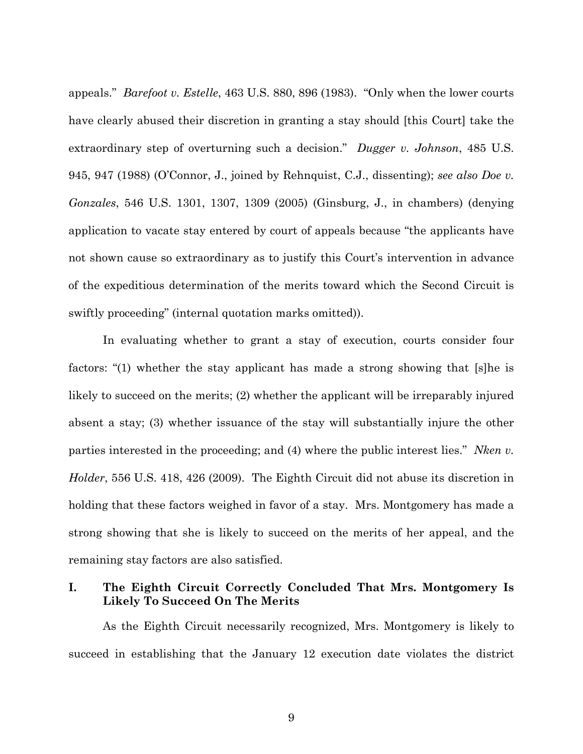appeals." *Barefoot v. Estelle*, 463 U.S. 880, 896 (1983). "Only when the lower courts have clearly abused their discretion in granting a stay should [this Court] take the extraordinary step of overturning such a decision." *Dugger v. Johnson*, 485 U.S. 945, 947 (1988) (O'Connor, J., joined by Rehnquist, C.J., dissenting); *see also Doe v. Gonzales*, 546 U.S. 1301, 1307, 1309 (2005) (Ginsburg, J., in chambers) (denying application to vacate stay entered by court of appeals because "the applicants have not shown cause so extraordinary as to justify this Court's intervention in advance of the expeditious determination of the merits toward which the Second Circuit is swiftly proceeding" (internal quotation marks omitted)).

In evaluating whether to grant a stay of execution, courts consider four factors: "(1) whether the stay applicant has made a strong showing that [s]he is likely to succeed on the merits; (2) whether the applicant will be irreparably injured absent a stay; (3) whether issuance of the stay will substantially injure the other parties interested in the proceeding; and (4) where the public interest lies." *Nken v. Holder*, 556 U.S. 418, 426 (2009). The Eighth Circuit did not abuse its discretion in holding that these factors weighed in favor of a stay. Mrs. Montgomery has made a strong showing that she is likely to succeed on the merits of her appeal, and the remaining stay factors are also satisfied.

## I. The Eighth Circuit Correctly Concluded That Mrs. Montgomery Is Likely To Succeed On The Merits

As the Eighth Circuit necessarily recognized, Mrs. Montgomery is likely to succeed in establishing that the January 12 execution date violates the district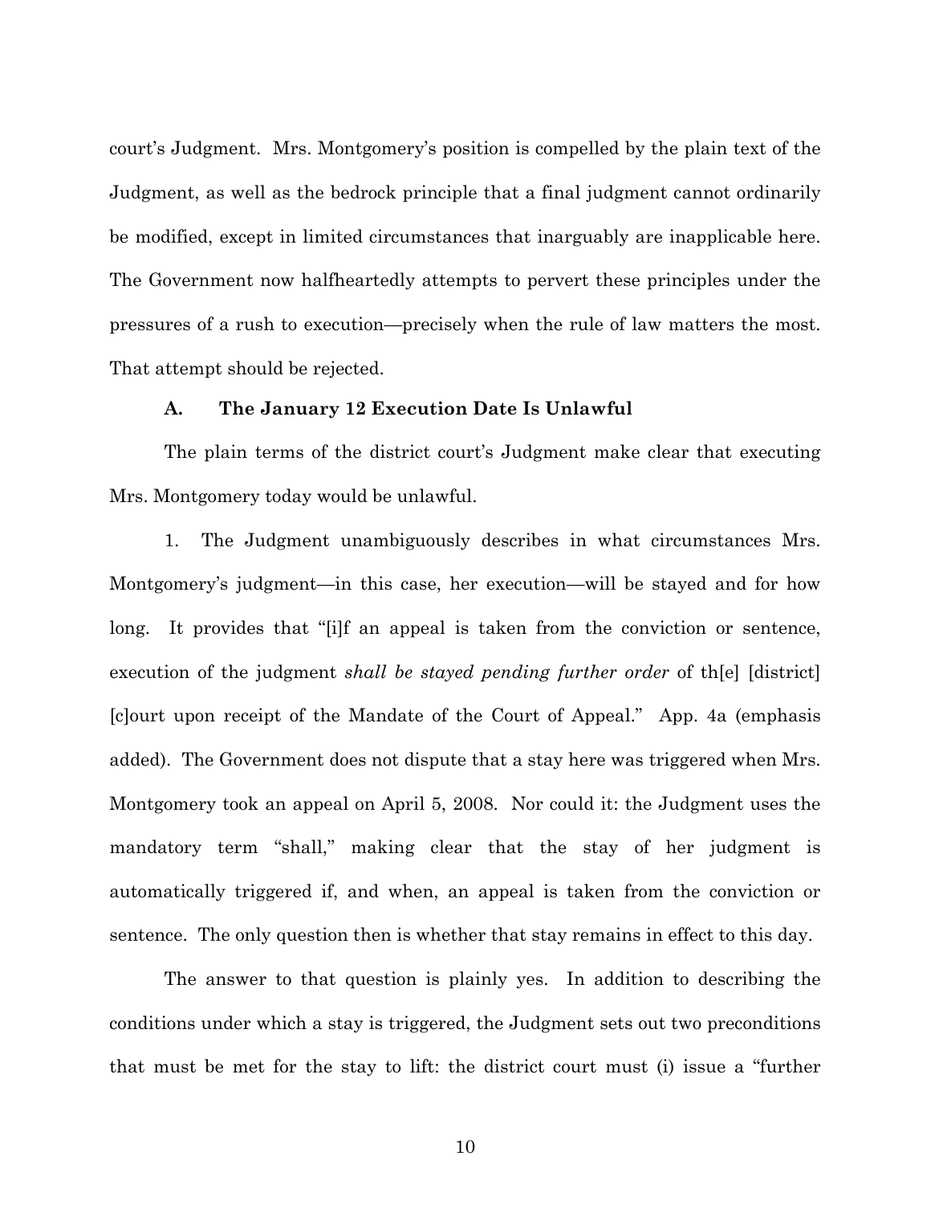court's Judgment. Mrs. Montgomery's position is compelled by the plain text of the Judgment, as well as the bedrock principle that a final judgment cannot ordinarily be modified, except in limited circumstances that inarguably are inapplicable here. The Government now halfheartedly attempts to pervert these principles under the pressures of a rush to execution—precisely when the rule of law matters the most. That attempt should be rejected.

### A. The January 12 Execution Date Is Unlawful

The plain terms of the district court's Judgment make clear that executing Mrs. Montgomery today would be unlawful.

1. The Judgment unambiguously describes in what circumstances Mrs. Montgomery's judgment—in this case, her execution—will be stayed and for how long. It provides that "[i]f an appeal is taken from the conviction or sentence, execution of the judgment *shall be stayed pending further order* of th[e] [district] [c]ourt upon receipt of the Mandate of the Court of Appeal." App. 4a (emphasis added). The Government does not dispute that a stay here was triggered when Mrs. Montgomery took an appeal on April 5, 2008. Nor could it: the Judgment uses the mandatory term "shall," making clear that the stay of her judgment is automatically triggered if, and when, an appeal is taken from the conviction or sentence. The only question then is whether that stay remains in effect to this day.

The answer to that question is plainly yes. In addition to describing the conditions under which a stay is triggered, the Judgment sets out two preconditions that must be met for the stay to lift: the district court must (i) issue a "further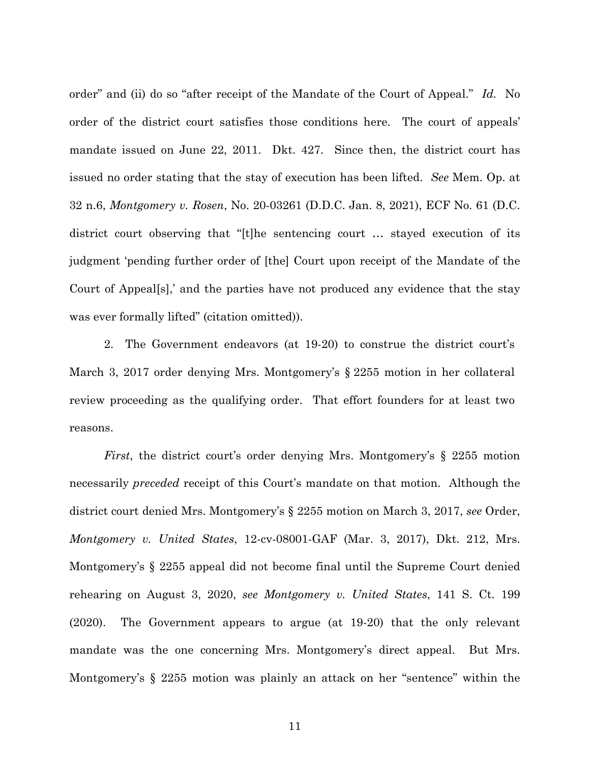order" and (ii) do so "after receipt of the Mandate of the Court of Appeal." *Id.* No order of the district court satisfies those conditions here. The court of appeals' mandate issued on June 22, 2011. Dkt. 427. Since then, the district court has issued no order stating that the stay of execution has been lifted. *See* Mem. Op. at 32 n.6, *Montgomery v. Rosen*, No. 20-03261 (D.D.C. Jan. 8, 2021), ECF No. 61 (D.C. district court observing that "[t]he sentencing court … stayed execution of its judgment 'pending further order of [the] Court upon receipt of the Mandate of the Court of Appeal[s],' and the parties have not produced any evidence that the stay was ever formally lifted" (citation omitted)).

2. The Government endeavors (at 19-20) to construe the district court's March 3, 2017 order denying Mrs. Montgomery's § 2255 motion in her collateral review proceeding as the qualifying order. That effort founders for at least two reasons.

*First*, the district court's order denying Mrs. Montgomery's § 2255 motion necessarily *preceded* receipt of this Court's mandate on that motion. Although the district court denied Mrs. Montgomery's § 2255 motion on March 3, 2017, *see* Order, *Montgomery v. United States*, 12-cv-08001-GAF (Mar. 3, 2017), Dkt. 212, Mrs. Montgomery's § 2255 appeal did not become final until the Supreme Court denied rehearing on August 3, 2020, *see Montgomery v. United States*, 141 S. Ct. 199 (2020). The Government appears to argue (at 19-20) that the only relevant mandate was the one concerning Mrs. Montgomery's direct appeal. But Mrs. Montgomery's § 2255 motion was plainly an attack on her "sentence" within the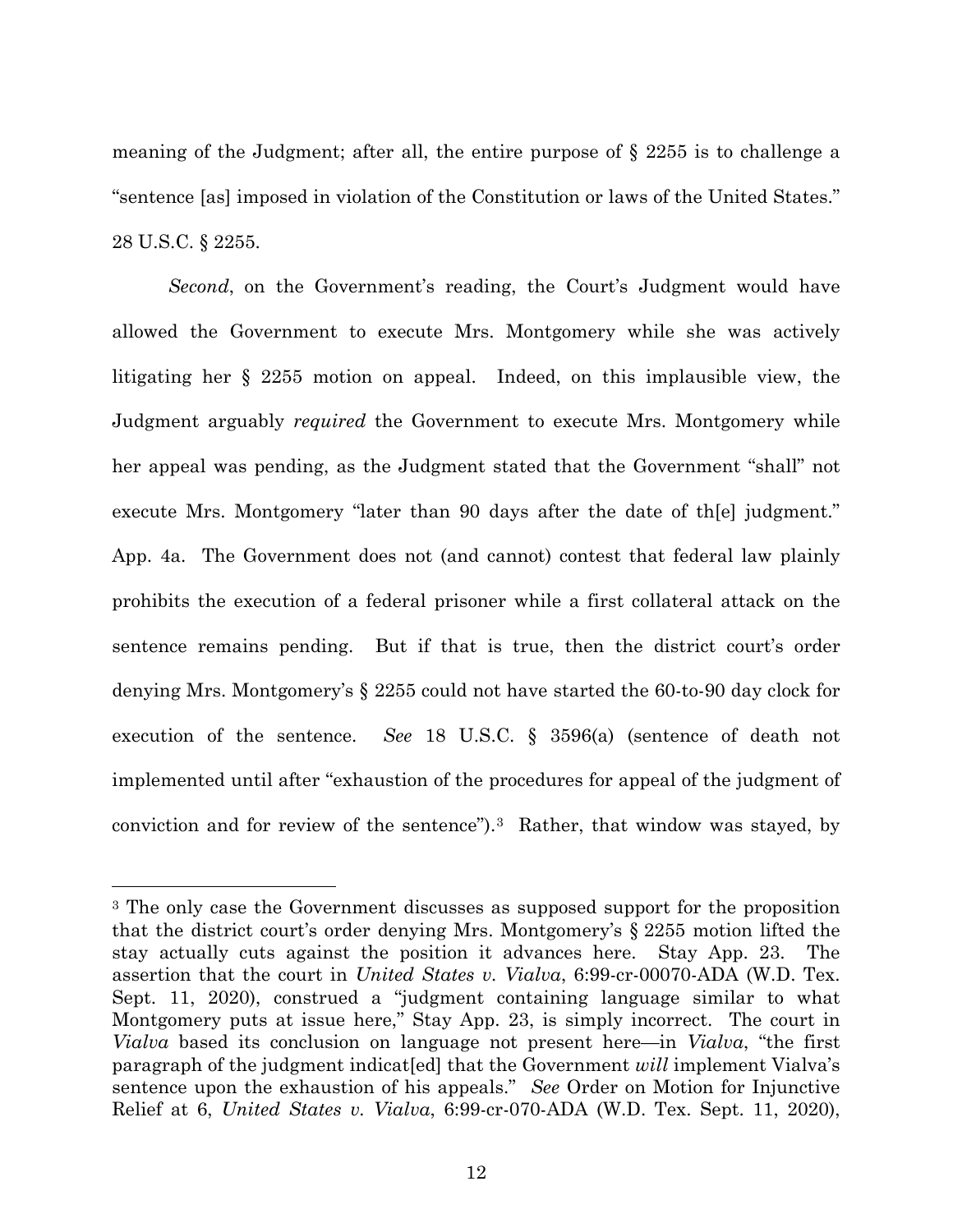meaning of the Judgment; after all, the entire purpose of § 2255 is to challenge a "sentence [as] imposed in violation of the Constitution or laws of the United States." 28 U.S.C. § 2255.

*Second*, on the Government's reading, the Court's Judgment would have allowed the Government to execute Mrs. Montgomery while she was actively litigating her § 2255 motion on appeal. Indeed, on this implausible view, the Judgment arguably *required* the Government to execute Mrs. Montgomery while her appeal was pending, as the Judgment stated that the Government "shall" not execute Mrs. Montgomery "later than 90 days after the date of th[e] judgment." App. 4a. The Government does not (and cannot) contest that federal law plainly prohibits the execution of a federal prisoner while a first collateral attack on the sentence remains pending. But if that is true, then the district court's order denying Mrs. Montgomery's § 2255 could not have started the 60-to-90 day clock for execution of the sentence. *See* 18 U.S.C. § 3596(a) (sentence of death not implemented until after "exhaustion of the procedures for appeal of the judgment of conviction and for review of the sentence").[3] Rather, that window was stayed, by

[3] The only case the Government discusses as supposed support for the proposition that the district court's order denying Mrs. Montgomery's § 2255 motion lifted the stay actually cuts against the position it advances here. Stay App. 23. The assertion that the court in *United States v. Vialva*, 6:99-cr-00070-ADA (W.D. Tex. Sept. 11, 2020), construed a "judgment containing language similar to what Montgomery puts at issue here," Stay App. 23, is simply incorrect. The court in *Vialva* based its conclusion on language not present here—in *Vialva*, "the first paragraph of the judgment indicat[ed] that the Government *will* implement Vialva's sentence upon the exhaustion of his appeals." *See* Order on Motion for Injunctive Relief at 6, *United States v. Vialva*, 6:99-cr-070-ADA (W.D. Tex. Sept. 11, 2020),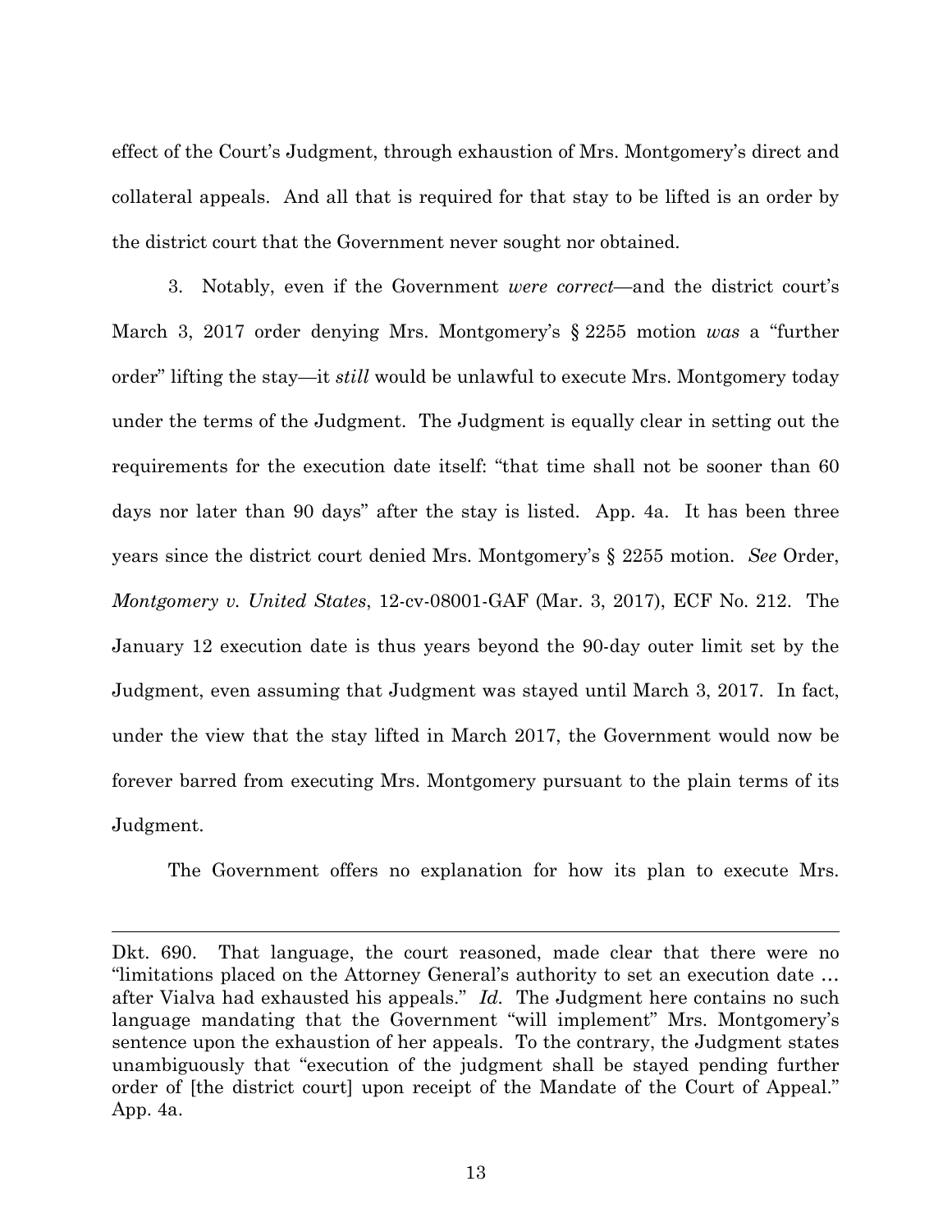effect of the Court's Judgment, through exhaustion of Mrs. Montgomery's direct and collateral appeals. And all that is required for that stay to be lifted is an order by the district court that the Government never sought nor obtained.

3. Notably, even if the Government *were correct*—and the district court's March 3, 2017 order denying Mrs. Montgomery's § 2255 motion *was* a "further order" lifting the stay—it *still* would be unlawful to execute Mrs. Montgomery today under the terms of the Judgment. The Judgment is equally clear in setting out the requirements for the execution date itself: "that time shall not be sooner than 60 days nor later than 90 days" after the stay is listed. App. 4a. It has been three years since the district court denied Mrs. Montgomery's § 2255 motion. *See* Order, *Montgomery v. United States*, 12-cv-08001-GAF (Mar. 3, 2017), ECF No. 212. The January 12 execution date is thus years beyond the 90-day outer limit set by the Judgment, even assuming that Judgment was stayed until March 3, 2017. In fact, under the view that the stay lifted in March 2017, the Government would now be forever barred from executing Mrs. Montgomery pursuant to the plain terms of its Judgment.

The Government offers no explanation for how its plan to execute Mrs.

---

Dkt. 690. That language, the court reasoned, made clear that there were no "limitations placed on the Attorney General's authority to set an execution date … after Vialva had exhausted his appeals." *Id.* The Judgment here contains no such language mandating that the Government "will implement" Mrs. Montgomery's sentence upon the exhaustion of her appeals. To the contrary, the Judgment states unambiguously that "execution of the judgment shall be stayed pending further order of [the district court] upon receipt of the Mandate of the Court of Appeal." App. 4a.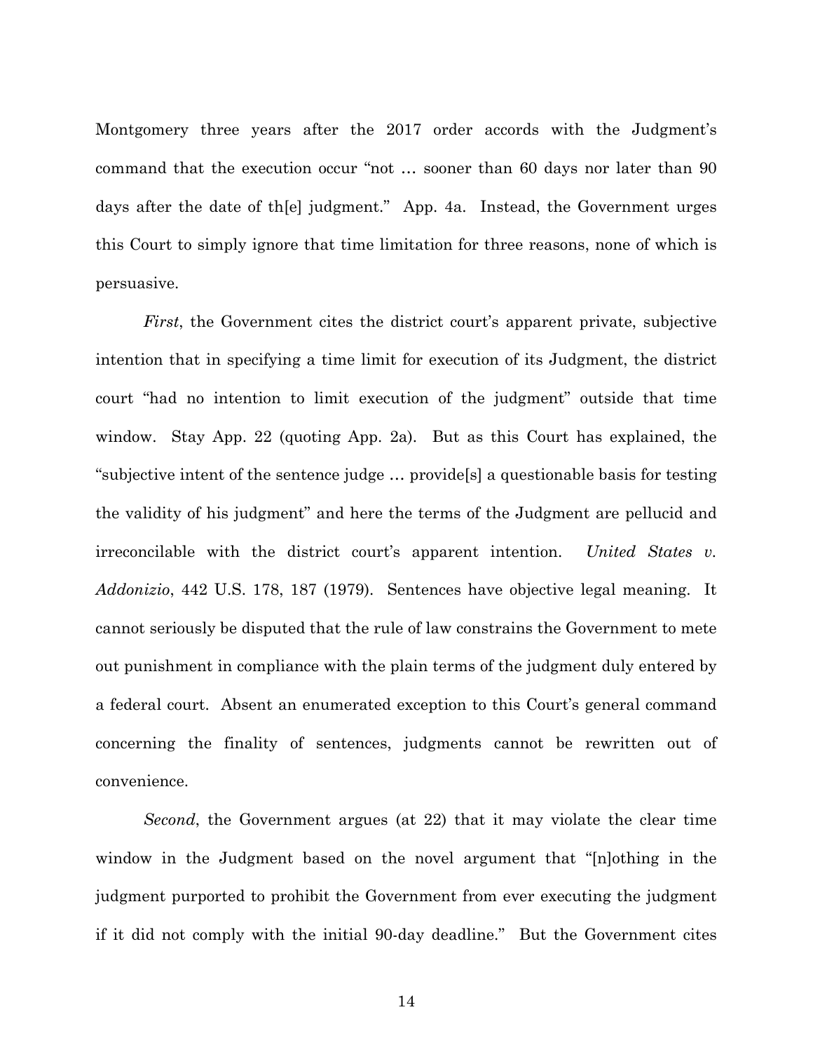Montgomery three years after the 2017 order accords with the Judgment's command that the execution occur "not … sooner than 60 days nor later than 90 days after the date of th[e] judgment." App. 4a. Instead, the Government urges this Court to simply ignore that time limitation for three reasons, none of which is persuasive.

*First*, the Government cites the district court's apparent private, subjective intention that in specifying a time limit for execution of its Judgment, the district court "had no intention to limit execution of the judgment" outside that time window. Stay App. 22 (quoting App. 2a). But as this Court has explained, the "subjective intent of the sentence judge … provide[s] a questionable basis for testing the validity of his judgment" and here the terms of the Judgment are pellucid and irreconcilable with the district court's apparent intention. *United States v. Addonizio*, 442 U.S. 178, 187 (1979). Sentences have objective legal meaning. It cannot seriously be disputed that the rule of law constrains the Government to mete out punishment in compliance with the plain terms of the judgment duly entered by a federal court. Absent an enumerated exception to this Court's general command concerning the finality of sentences, judgments cannot be rewritten out of convenience.

*Second*, the Government argues (at 22) that it may violate the clear time window in the Judgment based on the novel argument that "[n]othing in the judgment purported to prohibit the Government from ever executing the judgment if it did not comply with the initial 90-day deadline." But the Government cites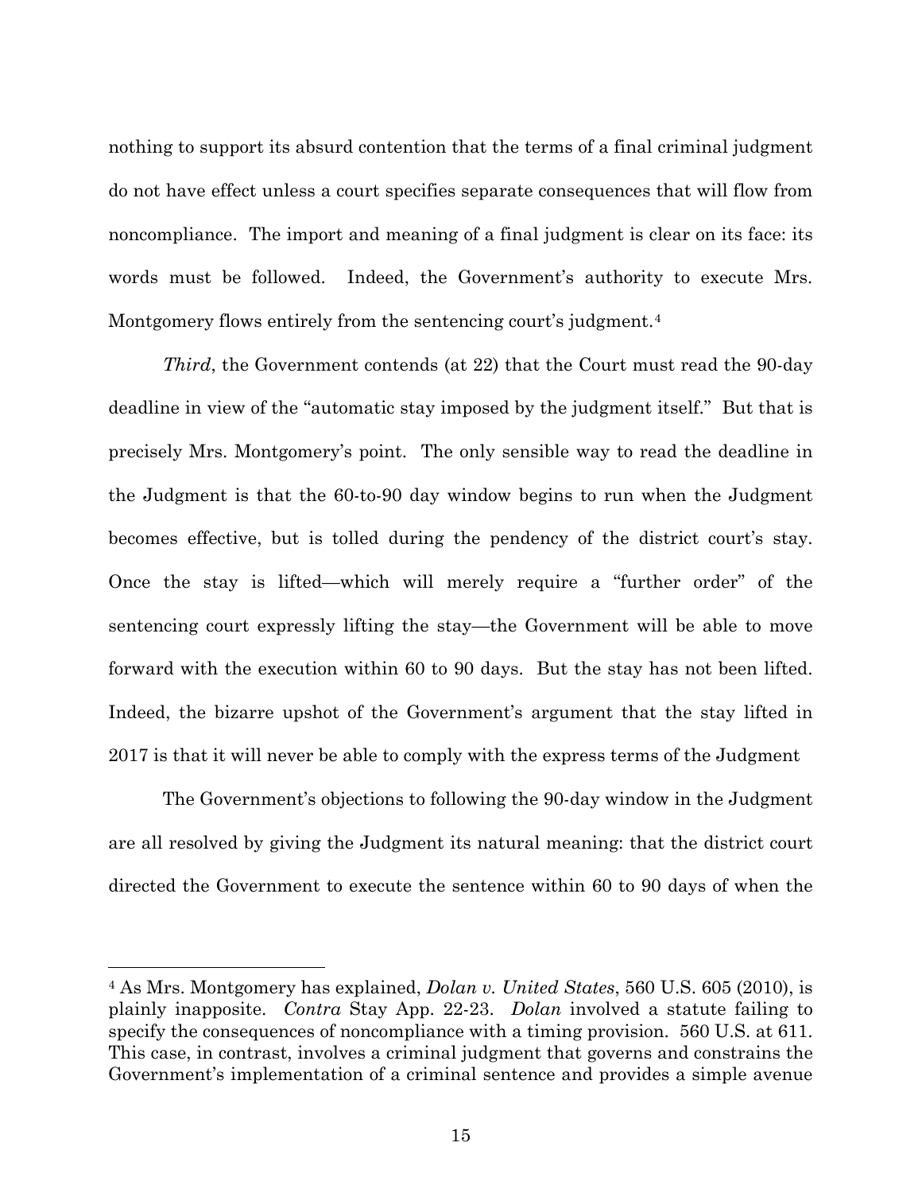nothing to support its absurd contention that the terms of a final criminal judgment do not have effect unless a court specifies separate consequences that will flow from noncompliance. The import and meaning of a final judgment is clear on its face: its words must be followed. Indeed, the Government's authority to execute Mrs. Montgomery flows entirely from the sentencing court's judgment.[4]

*Third*, the Government contends (at 22) that the Court must read the 90-day deadline in view of the "automatic stay imposed by the judgment itself." But that is precisely Mrs. Montgomery's point. The only sensible way to read the deadline in the Judgment is that the 60-to-90 day window begins to run when the Judgment becomes effective, but is tolled during the pendency of the district court's stay. Once the stay is lifted—which will merely require a "further order" of the sentencing court expressly lifting the stay—the Government will be able to move forward with the execution within 60 to 90 days. But the stay has not been lifted. Indeed, the bizarre upshot of the Government's argument that the stay lifted in 2017 is that it will never be able to comply with the express terms of the Judgment

The Government's objections to following the 90-day window in the Judgment are all resolved by giving the Judgment its natural meaning: that the district court directed the Government to execute the sentence within 60 to 90 days of when the

---

[4] As Mrs. Montgomery has explained, *Dolan v. United States*, 560 U.S. 605 (2010), is plainly inapposite. *Contra* Stay App. 22-23. *Dolan* involved a statute failing to specify the consequences of noncompliance with a timing provision. 560 U.S. at 611. This case, in contrast, involves a criminal judgment that governs and constrains the Government's implementation of a criminal sentence and provides a simple avenue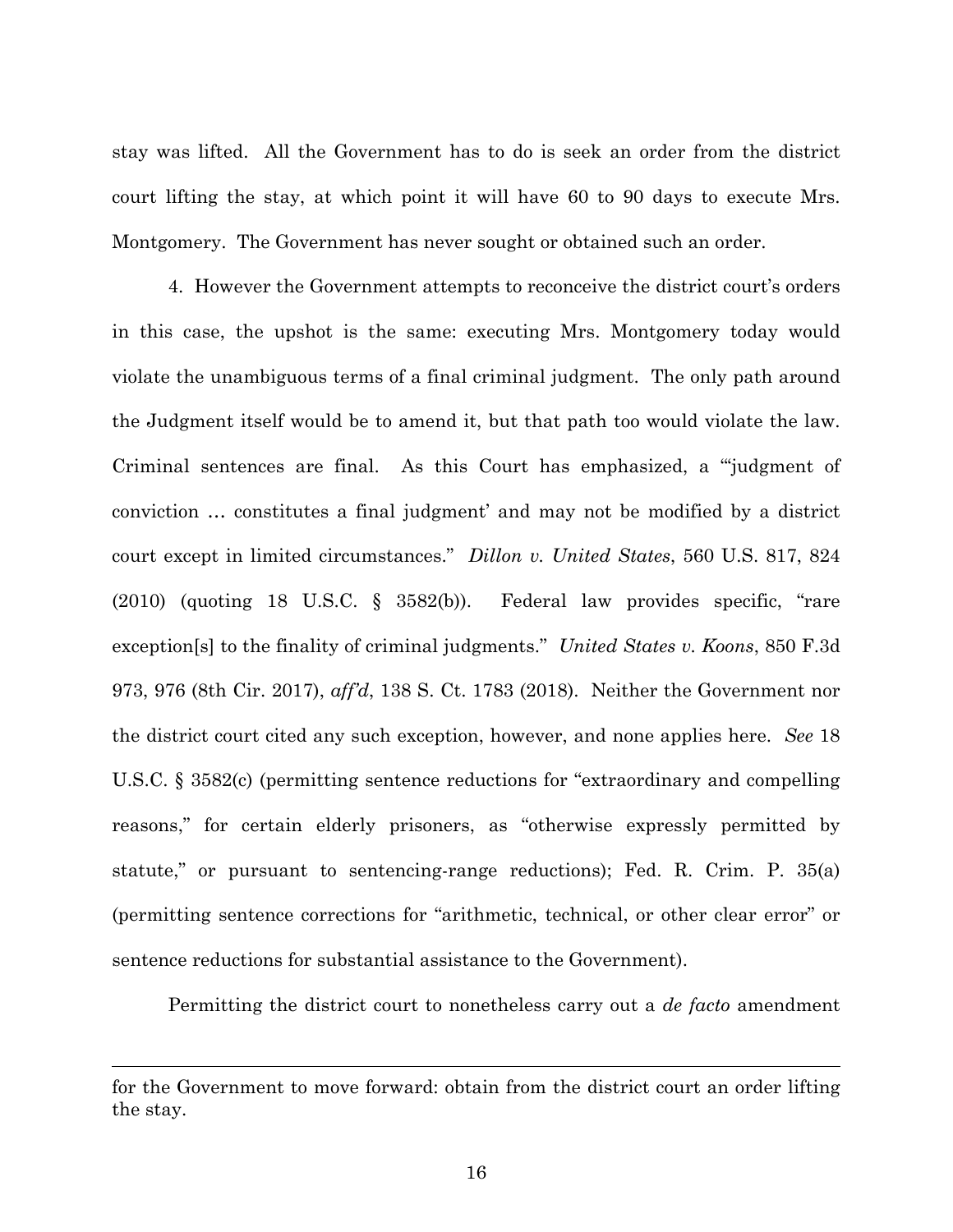stay was lifted. All the Government has to do is seek an order from the district court lifting the stay, at which point it will have 60 to 90 days to execute Mrs. Montgomery. The Government has never sought or obtained such an order.

4. However the Government attempts to reconceive the district court's orders in this case, the upshot is the same: executing Mrs. Montgomery today would violate the unambiguous terms of a final criminal judgment. The only path around the Judgment itself would be to amend it, but that path too would violate the law. Criminal sentences are final. As this Court has emphasized, a "'judgment of conviction … constitutes a final judgment' and may not be modified by a district court except in limited circumstances." *Dillon v. United States*, 560 U.S. 817, 824 (2010) (quoting 18 U.S.C. § 3582(b)). Federal law provides specific, "rare exception[s] to the finality of criminal judgments." *United States v. Koons*, 850 F.3d 973, 976 (8th Cir. 2017), *aff'd*, 138 S. Ct. 1783 (2018). Neither the Government nor the district court cited any such exception, however, and none applies here. *See* 18 U.S.C. § 3582(c) (permitting sentence reductions for "extraordinary and compelling reasons," for certain elderly prisoners, as "otherwise expressly permitted by statute," or pursuant to sentencing-range reductions); Fed. R. Crim. P. 35(a) (permitting sentence corrections for "arithmetic, technical, or other clear error" or sentence reductions for substantial assistance to the Government).

Permitting the district court to nonetheless carry out a *de facto* amendment

---

for the Government to move forward: obtain from the district court an order lifting the stay.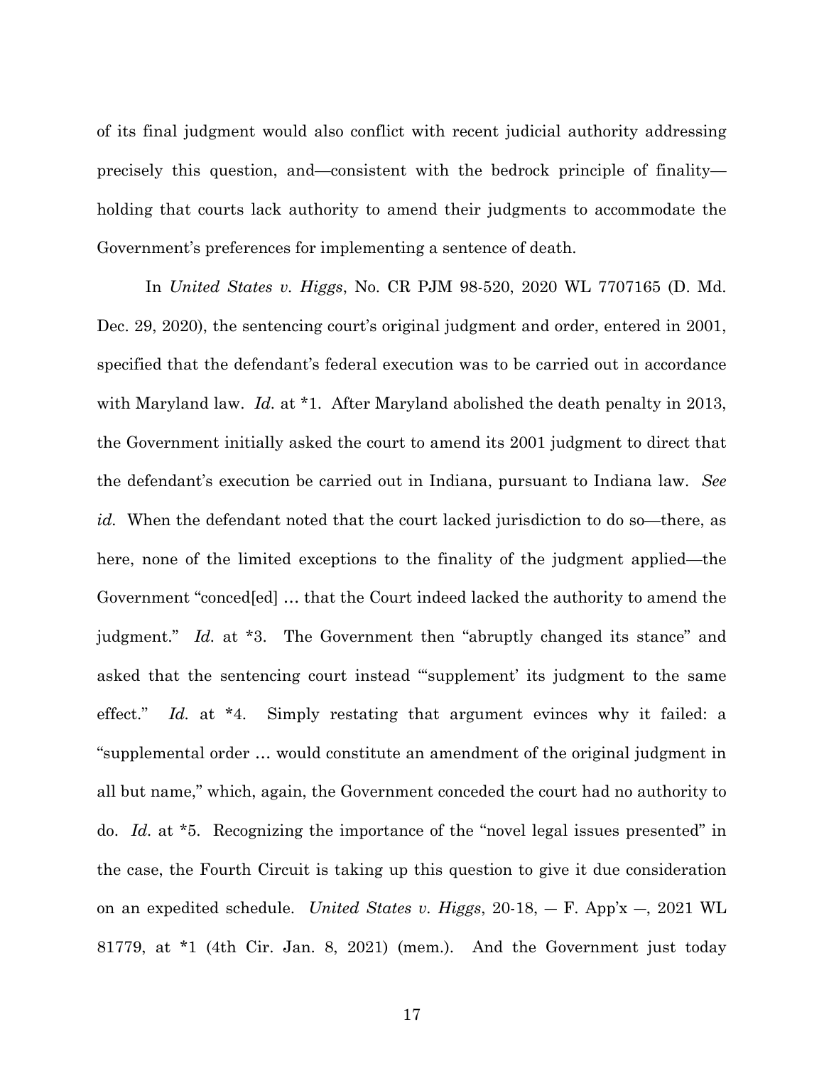of its final judgment would also conflict with recent judicial authority addressing precisely this question, and—consistent with the bedrock principle of finality—holding that courts lack authority to amend their judgments to accommodate the Government's preferences for implementing a sentence of death.

In *United States v. Higgs*, No. CR PJM 98-520, 2020 WL 7707165 (D. Md. Dec. 29, 2020), the sentencing court's original judgment and order, entered in 2001, specified that the defendant's federal execution was to be carried out in accordance with Maryland law. *Id.* at *1. After Maryland abolished the death penalty in 2013, the Government initially asked the court to amend its 2001 judgment to direct that the defendant's execution be carried out in Indiana, pursuant to Indiana law. *See id.* When the defendant noted that the court lacked jurisdiction to do so—there, as here, none of the limited exceptions to the finality of the judgment applied—the Government "conced[ed] … that the Court indeed lacked the authority to amend the judgment." *Id.* at *3. The Government then "abruptly changed its stance" and asked that the sentencing court instead "'supplement' its judgment to the same effect." *Id.* at *4. Simply restating that argument evinces why it failed: a "supplemental order … would constitute an amendment of the original judgment in all but name," which, again, the Government conceded the court had no authority to do. *Id.* at *5. Recognizing the importance of the "novel legal issues presented" in the case, the Fourth Circuit is taking up this question to give it due consideration on an expedited schedule. *United States v. Higgs*, 20-18, — F. App'x —, 2021 WL 81779, at *1 (4th Cir. Jan. 8, 2021) (mem.). And the Government just today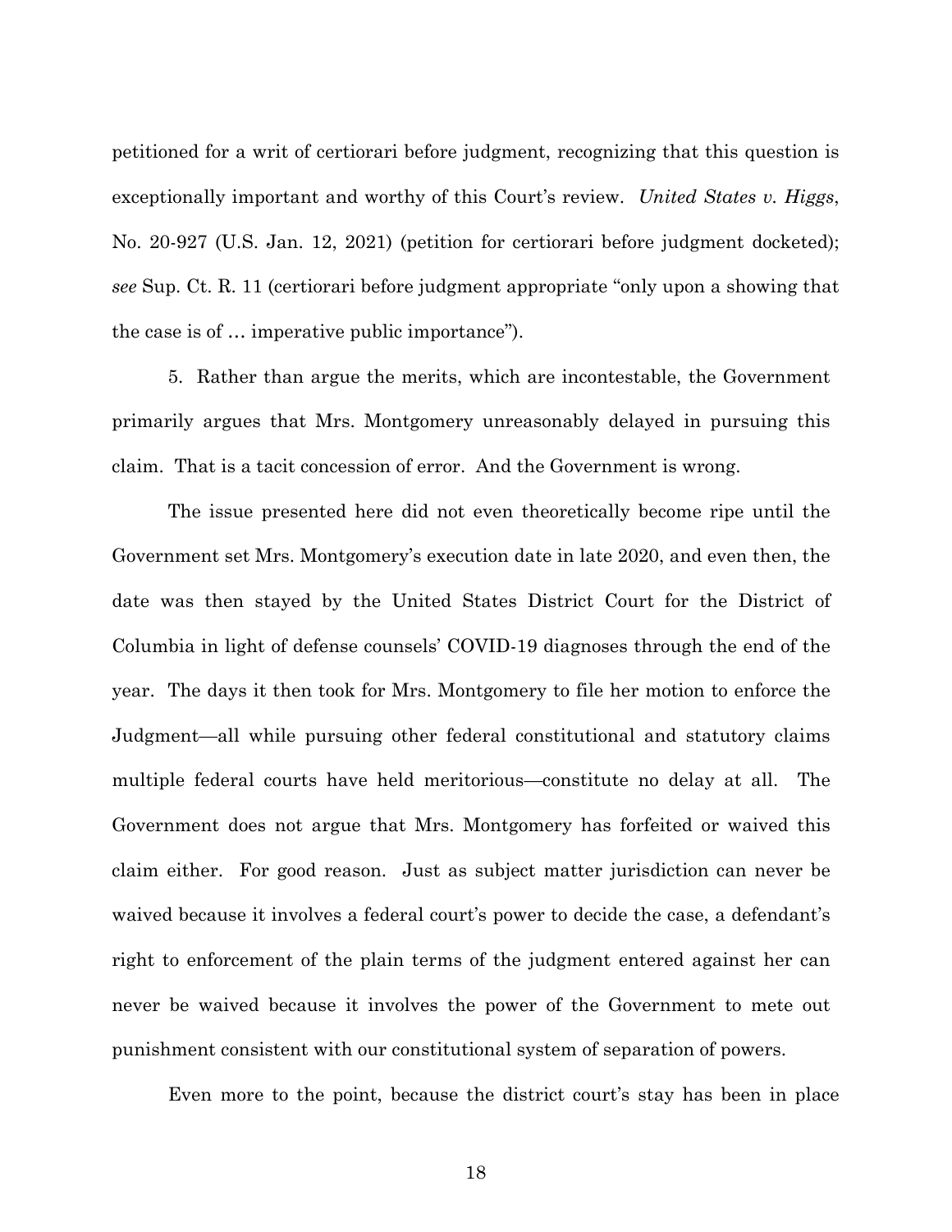petitioned for a writ of certiorari before judgment, recognizing that this question is exceptionally important and worthy of this Court's review. *United States v. Higgs*, No. 20-927 (U.S. Jan. 12, 2021) (petition for certiorari before judgment docketed); *see* Sup. Ct. R. 11 (certiorari before judgment appropriate "only upon a showing that the case is of … imperative public importance").

5. Rather than argue the merits, which are incontestable, the Government primarily argues that Mrs. Montgomery unreasonably delayed in pursuing this claim. That is a tacit concession of error. And the Government is wrong.

The issue presented here did not even theoretically become ripe until the Government set Mrs. Montgomery's execution date in late 2020, and even then, the date was then stayed by the United States District Court for the District of Columbia in light of defense counsels' COVID-19 diagnoses through the end of the year. The days it then took for Mrs. Montgomery to file her motion to enforce the Judgment—all while pursuing other federal constitutional and statutory claims multiple federal courts have held meritorious—constitute no delay at all. The Government does not argue that Mrs. Montgomery has forfeited or waived this claim either. For good reason. Just as subject matter jurisdiction can never be waived because it involves a federal court's power to decide the case, a defendant's right to enforcement of the plain terms of the judgment entered against her can never be waived because it involves the power of the Government to mete out punishment consistent with our constitutional system of separation of powers.

Even more to the point, because the district court's stay has been in place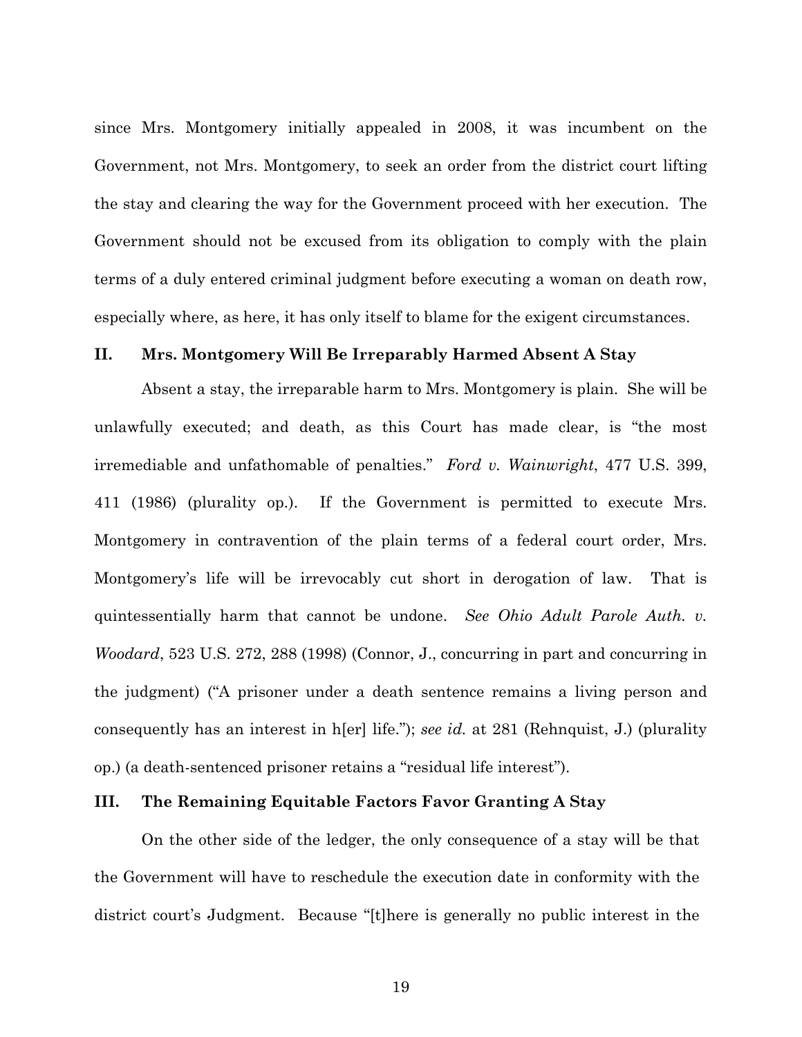since Mrs. Montgomery initially appealed in 2008, it was incumbent on the Government, not Mrs. Montgomery, to seek an order from the district court lifting the stay and clearing the way for the Government proceed with her execution. The Government should not be excused from its obligation to comply with the plain terms of a duly entered criminal judgment before executing a woman on death row, especially where, as here, it has only itself to blame for the exigent circumstances.

## II. Mrs. Montgomery Will Be Irreparably Harmed Absent A Stay

Absent a stay, the irreparable harm to Mrs. Montgomery is plain. She will be unlawfully executed; and death, as this Court has made clear, is "the most irremediable and unfathomable of penalties." *Ford v. Wainwright*, 477 U.S. 399, 411 (1986) (plurality op.). If the Government is permitted to execute Mrs. Montgomery in contravention of the plain terms of a federal court order, Mrs. Montgomery's life will be irrevocably cut short in derogation of law. That is quintessentially harm that cannot be undone. *See Ohio Adult Parole Auth. v. Woodard*, 523 U.S. 272, 288 (1998) (Connor, J., concurring in part and concurring in the judgment) ("A prisoner under a death sentence remains a living person and consequently has an interest in h[er] life."); *see id.* at 281 (Rehnquist, J.) (plurality op.) (a death-sentenced prisoner retains a "residual life interest").

## III. The Remaining Equitable Factors Favor Granting A Stay

On the other side of the ledger, the only consequence of a stay will be that the Government will have to reschedule the execution date in conformity with the district court's Judgment. Because "[t]here is generally no public interest in the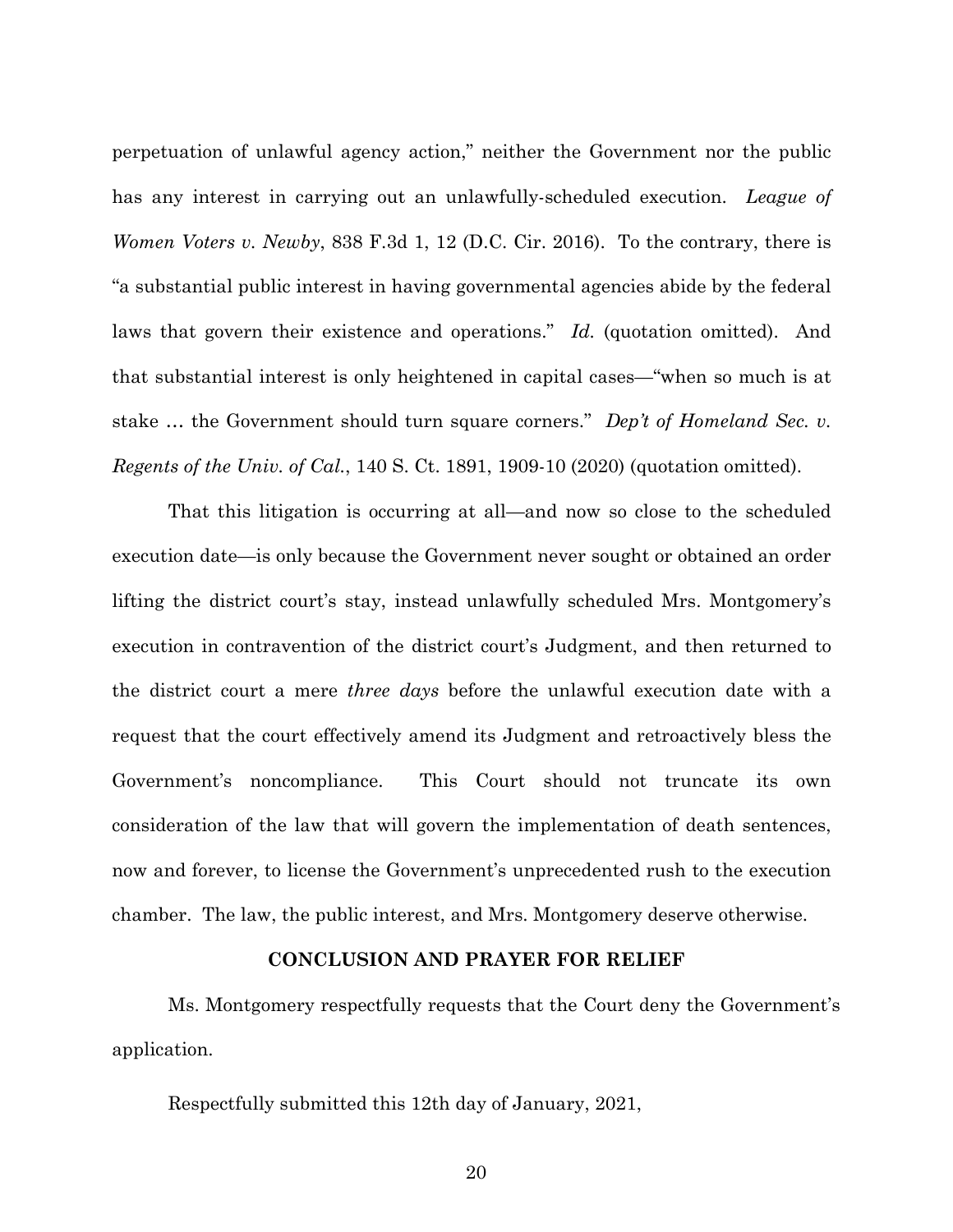perpetuation of unlawful agency action," neither the Government nor the public has any interest in carrying out an unlawfully-scheduled execution. *League of Women Voters v. Newby*, 838 F.3d 1, 12 (D.C. Cir. 2016). To the contrary, there is "a substantial public interest in having governmental agencies abide by the federal laws that govern their existence and operations." *Id.* (quotation omitted). And that substantial interest is only heightened in capital cases—"when so much is at stake … the Government should turn square corners." *Dep't of Homeland Sec. v. Regents of the Univ. of Cal.*, 140 S. Ct. 1891, 1909-10 (2020) (quotation omitted).

That this litigation is occurring at all—and now so close to the scheduled execution date—is only because the Government never sought or obtained an order lifting the district court's stay, instead unlawfully scheduled Mrs. Montgomery's execution in contravention of the district court's Judgment, and then returned to the district court a mere *three days* before the unlawful execution date with a request that the court effectively amend its Judgment and retroactively bless the Government's noncompliance. This Court should not truncate its own consideration of the law that will govern the implementation of death sentences, now and forever, to license the Government's unprecedented rush to the execution chamber. The law, the public interest, and Mrs. Montgomery deserve otherwise.

## CONCLUSION AND PRAYER FOR RELIEF

Ms. Montgomery respectfully requests that the Court deny the Government's application.

Respectfully submitted this 12th day of January, 2021,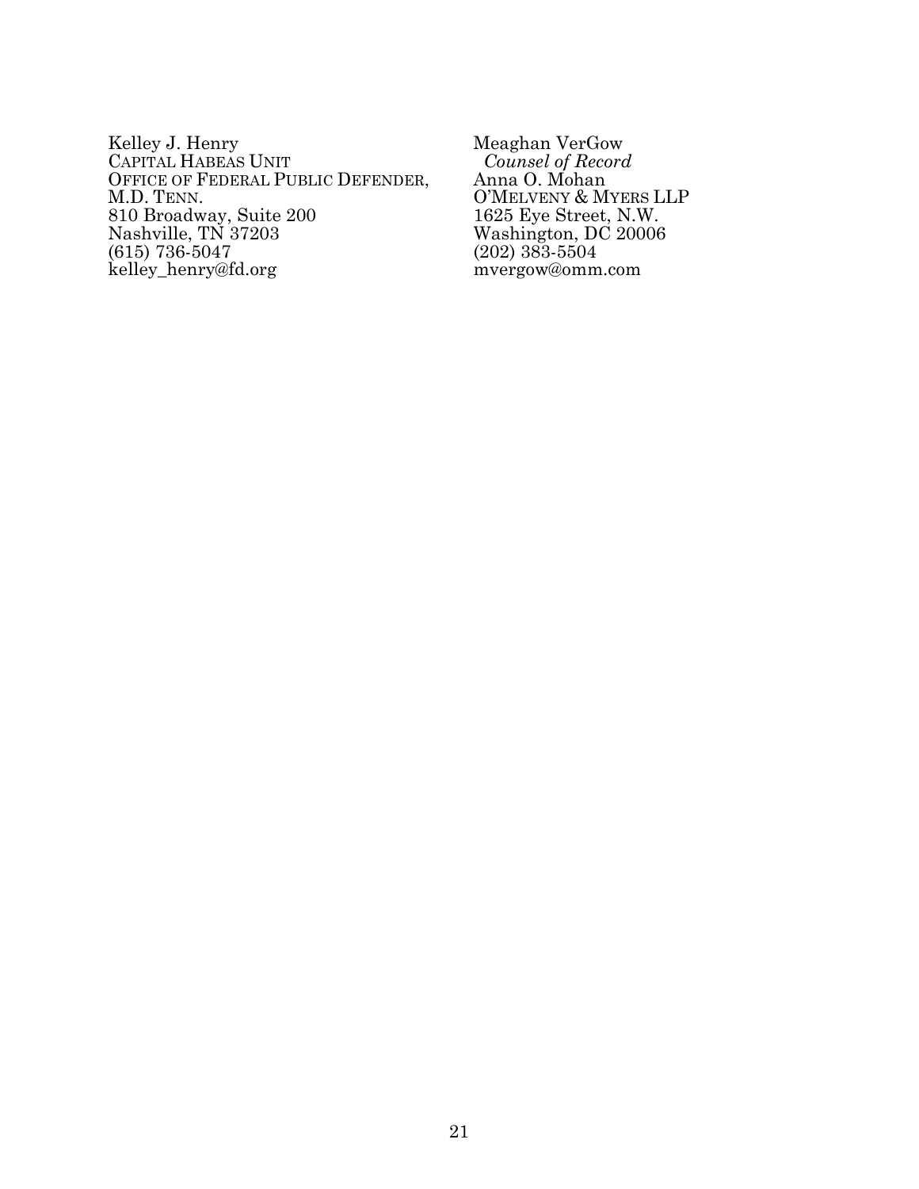Kelley J. Henry
CAPITAL HABEAS UNIT
OFFICE OF FEDERAL PUBLIC DEFENDER,
M.D. TENN.
810 Broadway, Suite 200
Nashville, TN 37203
(615) 736-5047
kelley_henry@fd.org

Meaghan VerGow
*Counsel of Record*
Anna O. Mohan
O'MELVENY & MYERS LLP
1625 Eye Street, N.W.
Washington, DC 20006
(202) 383-5504
mvergow@omm.com